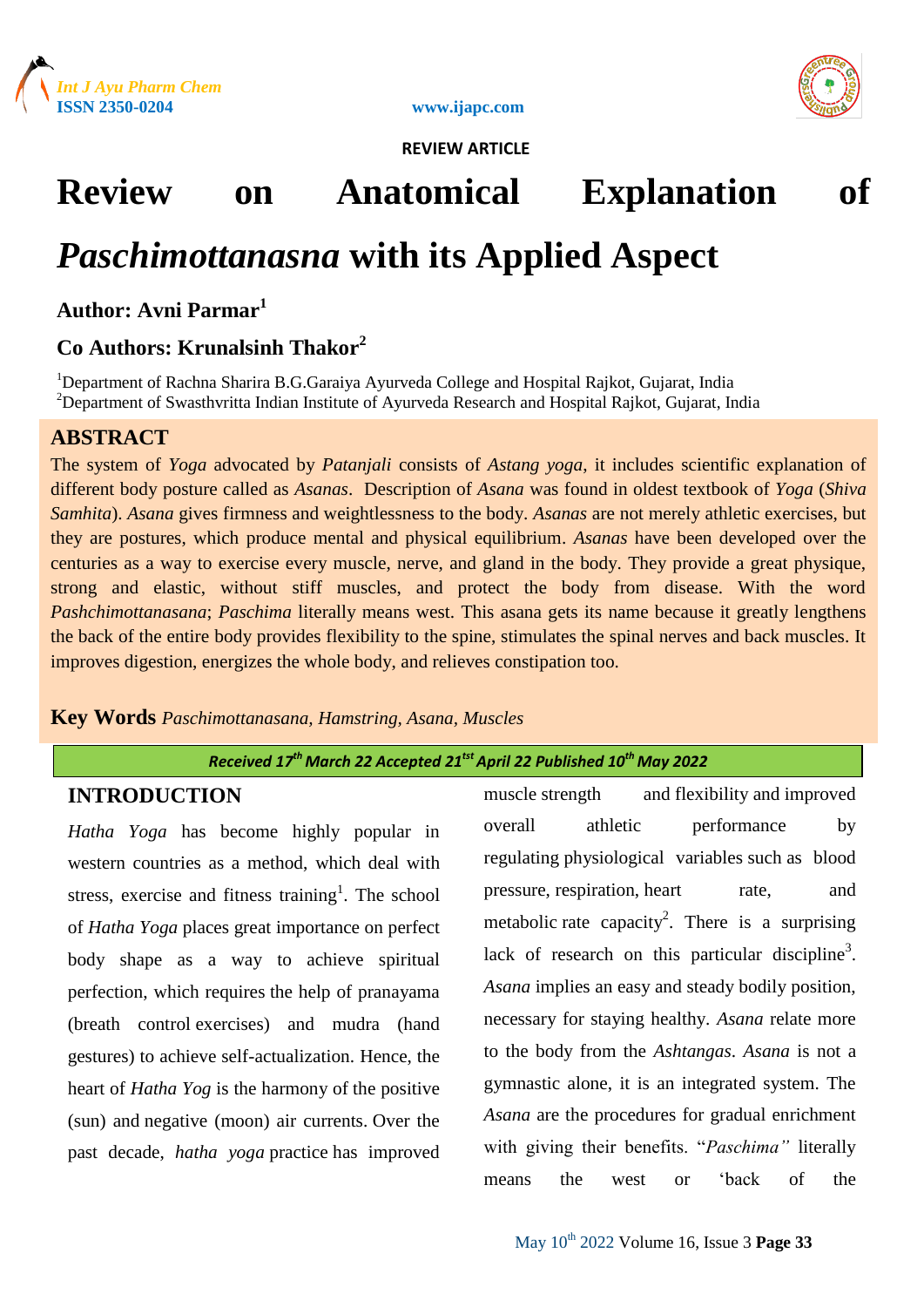REVIEW ARTICLE

# Review on Anatomical Explanation of *Paschimottanasna* with its Applied Aspect

**Author: Avni Parmar**[1]

**Co Authors: Krunalsinh Thakor**[2]

[1]Department of Rachna Sharira B.G.Garaiya Ayurveda College and Hospital Rajkot, Gujarat, India
[2]Department of Swasthvritta Indian Institute of Ayurveda Research and Hospital Rajkot, Gujarat, India

## ABSTRACT

The system of *Yoga* advocated by *Patanjali* consists of *Astang yoga*, it includes scientific explanation of different body posture called as *Asanas*. Description of *Asana* was found in oldest textbook of *Yoga* (*Shiva Samhita*). *Asana* gives firmness and weightlessness to the body. *Asanas* are not merely athletic exercises, but they are postures, which produce mental and physical equilibrium. *Asanas* have been developed over the centuries as a way to exercise every muscle, nerve, and gland in the body. They provide a great physique, strong and elastic, without stiff muscles, and protect the body from disease. With the word *Pashchimottanasana*; *Paschima* literally means west. This asana gets its name because it greatly lengthens the back of the entire body provides flexibility to the spine, stimulates the spinal nerves and back muscles. It improves digestion, energizes the whole body, and relieves constipation too.

**Key Words** *Paschimottanasana, Hamstring, Asana, Muscles*

***Received 17th March 22 Accepted 21tst April 22 Published 10th May 2022***

## INTRODUCTION

*Hatha Yoga* has become highly popular in western countries as a method, which deal with stress, exercise and fitness training[1]. The school of *Hatha Yoga* places great importance on perfect body shape as a way to achieve spiritual perfection, which requires the help of pranayama (breath control exercises) and mudra (hand gestures) to achieve self-actualization. Hence, the heart of *Hatha Yog* is the harmony of the positive (sun) and negative (moon) air currents. Over the past decade, *hatha yoga* practice has improved muscle strength and flexibility and improved overall athletic performance by regulating physiological variables such as blood pressure, respiration, heart rate, and metabolic rate capacity[2]. There is a surprising lack of research on this particular discipline[3]. *Asana* implies an easy and steady bodily position, necessary for staying healthy. *Asana* relate more to the body from the *Ashtangas*. *Asana* is not a gymnastic alone, it is an integrated system. The *Asana* are the procedures for gradual enrichment with giving their benefits. "*Paschima"* literally means the west or 'back of the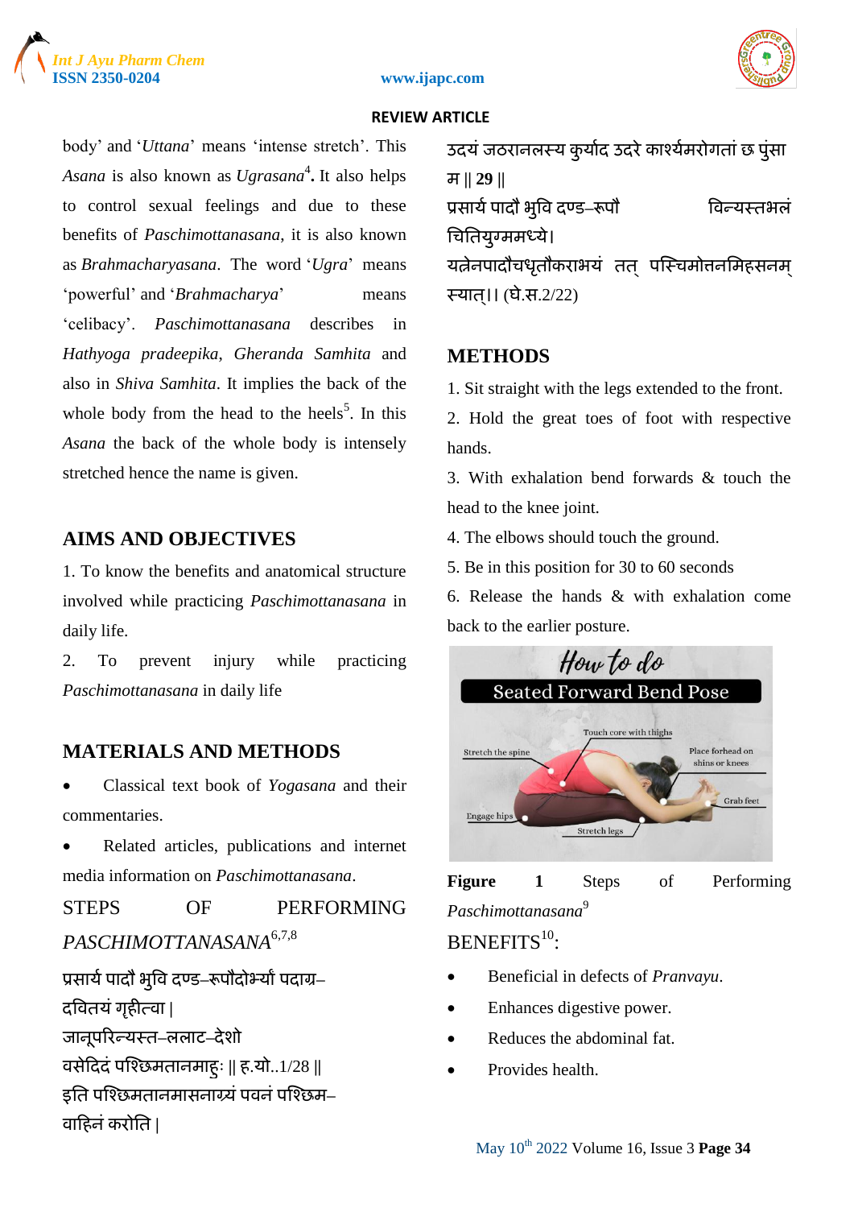body' and '*Uttana*' means 'intense stretch'. This *Asana* is also known as *Ugrasana*[4]**.** It also helps to control sexual feelings and due to these benefits of *Paschimottanasana*, it is also known as *Brahmacharyasana*. The word '*Ugra*' means 'powerful' and '*Brahmacharya*' means 'celibacy'. *Paschimottanasana* describes in *Hathyoga pradeepika*, *Gheranda Samhita* and also in *Shiva Samhita*. It implies the back of the whole body from the head to the heels[5]. In this *Asana* the back of the whole body is intensely stretched hence the name is given.

## AIMS AND OBJECTIVES

1. To know the benefits and anatomical structure involved while practicing *Paschimottanasana* in daily life.
2. To prevent injury while practicing *Paschimottanasana* in daily life

## MATERIALS AND METHODS

- Classical text book of *Yogasana* and their commentaries.
- Related articles, publications and internet media information on *Paschimottanasana*.

STEPS OF PERFORMING *PASCHIMOTTANASANA*[6,7,8]

प्रसार्य पादौ भुवि दण्ड–रूपौदोर्भ्यां पदाग्र–
दवितयं गृहीत्वा |
जानूपरिन्यस्त–ललाट–देशो
वसेदिदं पश्छिमतानमाहुः || ह.यो..1/28 ||
इति पश्छिमतानमासनाग्र्यं पवनं पश्छिम–
वाहिनं करोति |
उदयं जठरानलस्य कुर्याद उदरे कार्श्यमरोगतां छ पुंसा
म || 29 ||
प्रसार्य पादौ भुवि दण्ड–रूपौ विन्यस्तभलं
चितियुग्ममध्ये।
यत्नेनपादौचधृतौकराभयं तत् पस्चिमोत्तनमिहसनम्
स्यात्।। (घे.स.2/22)

## METHODS

1. Sit straight with the legs extended to the front.
2. Hold the great toes of foot with respective hands.
3. With exhalation bend forwards & touch the head to the knee joint.
4. The elbows should touch the ground.
5. Be in this position for 30 to 60 seconds
6. Release the hands & with exhalation come back to the earlier posture.

**Figure 1** Steps of Performing *Paschimottanasana*[9]

BENEFITS[10]:

- Beneficial in defects of *Pranvayu.*
- Enhances digestive power.
- Reduces the abdominal fat.
- Provides health.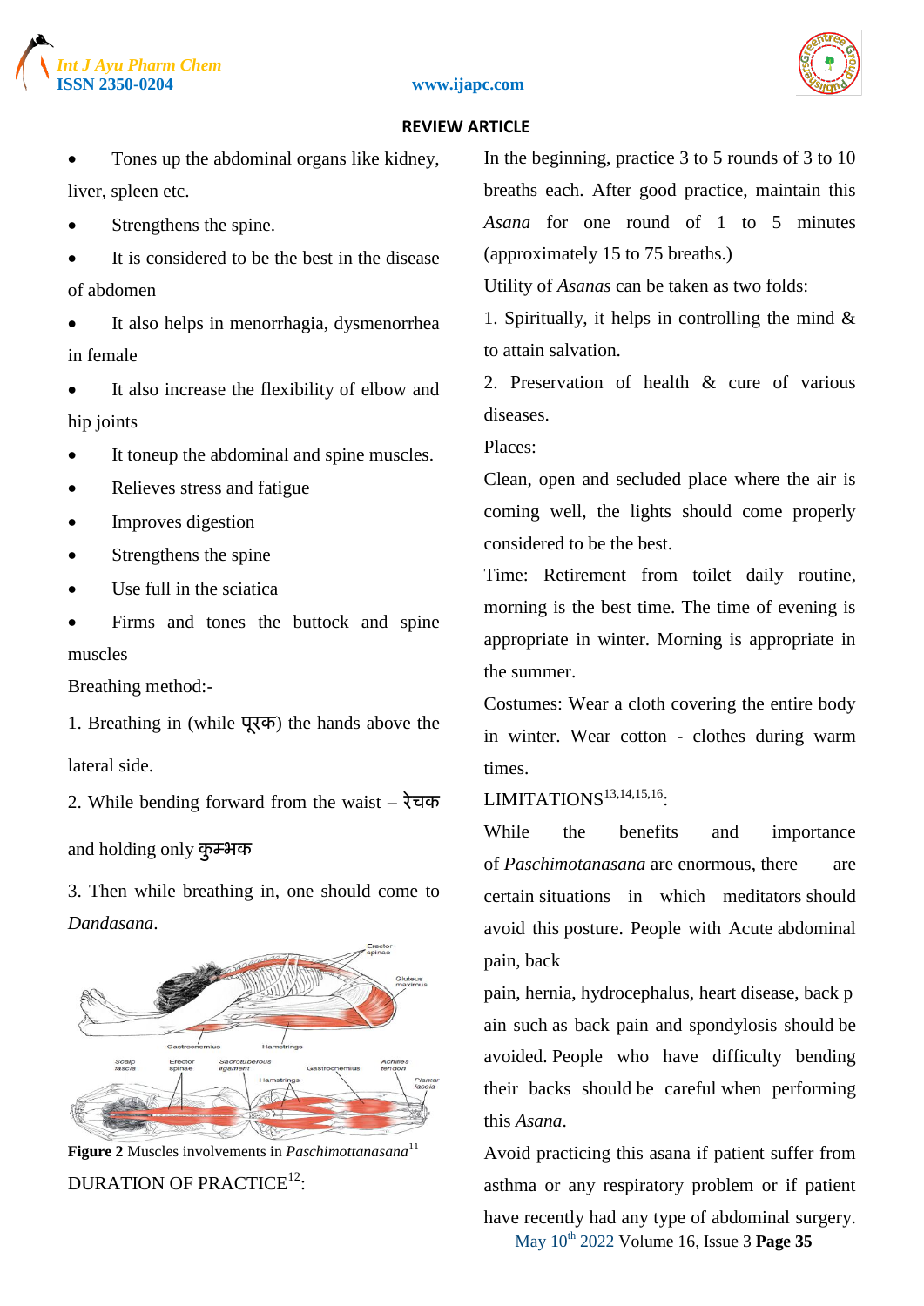- Tones up the abdominal organs like kidney, liver, spleen etc.
- Strengthens the spine.
- It is considered to be the best in the disease of abdomen
- It also helps in menorrhagia, dysmenorrhea in female
- It also increase the flexibility of elbow and hip joints
- It toneup the abdominal and spine muscles.
- Relieves stress and fatigue
- Improves digestion
- Strengthens the spine
- Use full in the sciatica
- Firms and tones the buttock and spine muscles

Breathing method:-

1. Breathing in (while पूरक) the hands above the lateral side.
2. While bending forward from the waist – रेचक and holding only कुम्भक
3. Then while breathing in, one should come to *Dandasana*.

**Figure 2** Muscles involvements in *Paschimottanasana*[11]

DURATION OF PRACTICE[12]:

In the beginning, practice 3 to 5 rounds of 3 to 10 breaths each. After good practice, maintain this *Asana* for one round of 1 to 5 minutes (approximately 15 to 75 breaths.)

Utility of *Asanas* can be taken as two folds:

1. Spiritually, it helps in controlling the mind & to attain salvation.
2. Preservation of health & cure of various diseases.

Places:

Clean, open and secluded place where the air is coming well, the lights should come properly considered to be the best.

Time: Retirement from toilet daily routine, morning is the best time. The time of evening is appropriate in winter. Morning is appropriate in the summer.

Costumes: Wear a cloth covering the entire body in winter. Wear cotton - clothes during warm times.

LIMITATIONS[13,14,15,16]:

While the benefits and importance of *Paschimotanasana* are enormous, there are certain situations in which meditators should avoid this posture. People with Acute abdominal pain, back pain, hernia, hydrocephalus, heart disease, back pain such as back pain and spondylosis should be avoided. People who have difficulty bending their backs should be careful when performing this *Asana*.

Avoid practicing this asana if patient suffer from asthma or any respiratory problem or if patient have recently had any type of abdominal surgery.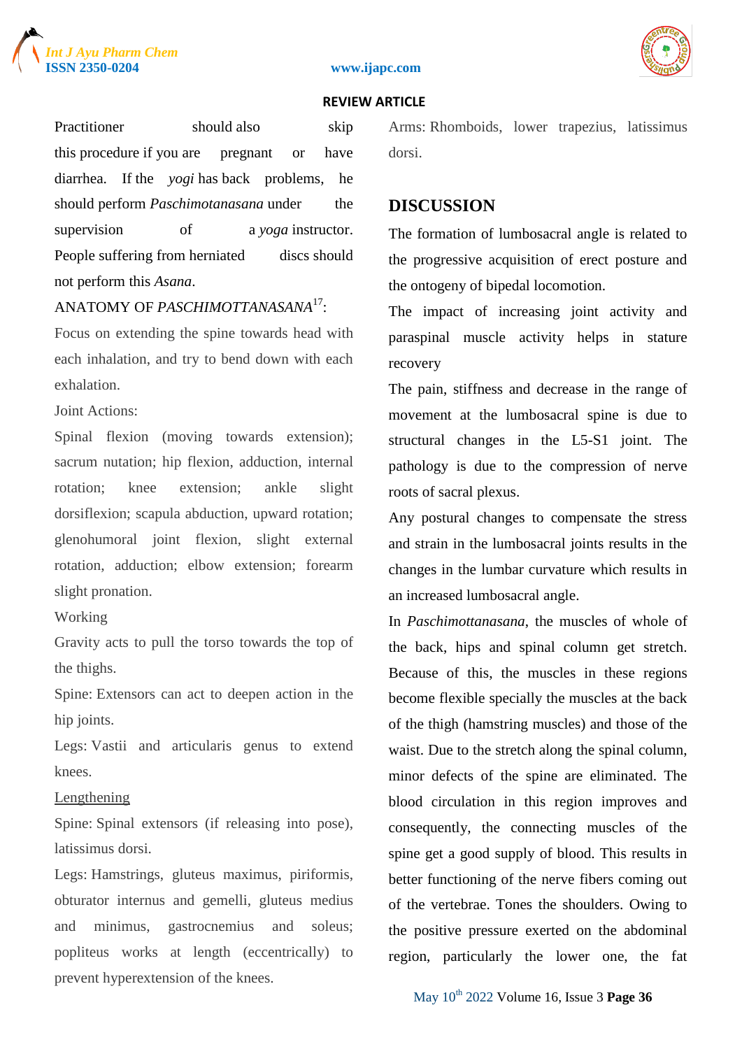Practitioner should also skip this procedure if you are pregnant or have diarrhea. If the *yogi* has back problems, he should perform *Paschimotanasana* under the supervision of a *yoga* instructor. People suffering from herniated discs should not perform this *Asana*.

ANATOMY OF *PASCHIMOTTANASANA*[17]:

Focus on extending the spine towards head with each inhalation, and try to bend down with each exhalation.

Joint Actions:

Spinal flexion (moving towards extension); sacrum nutation; hip flexion, adduction, internal rotation; knee extension; ankle slight dorsiflexion; scapula abduction, upward rotation; glenohumoral joint flexion, slight external rotation, adduction; elbow extension; forearm slight pronation.

Working

Gravity acts to pull the torso towards the top of the thighs.

Spine: Extensors can act to deepen action in the hip joints.

Legs: Vastii and articularis genus to extend knees.

<u>Lengthening</u>

Spine: Spinal extensors (if releasing into pose), latissimus dorsi.

Legs: Hamstrings, gluteus maximus, piriformis, obturator internus and gemelli, gluteus medius and minimus, gastrocnemius and soleus; popliteus works at length (eccentrically) to prevent hyperextension of the knees.

Arms: Rhomboids, lower trapezius, latissimus dorsi.

## DISCUSSION

The formation of lumbosacral angle is related to the progressive acquisition of erect posture and the ontogeny of bipedal locomotion.

The impact of increasing joint activity and paraspinal muscle activity helps in stature recovery

The pain, stiffness and decrease in the range of movement at the lumbosacral spine is due to structural changes in the L5-S1 joint. The pathology is due to the compression of nerve roots of sacral plexus.

Any postural changes to compensate the stress and strain in the lumbosacral joints results in the changes in the lumbar curvature which results in an increased lumbosacral angle.

In *Paschimottanasana*, the muscles of whole of the back, hips and spinal column get stretch. Because of this, the muscles in these regions become flexible specially the muscles at the back of the thigh (hamstring muscles) and those of the waist. Due to the stretch along the spinal column, minor defects of the spine are eliminated. The blood circulation in this region improves and consequently, the connecting muscles of the spine get a good supply of blood. This results in better functioning of the nerve fibers coming out of the vertebrae. Tones the shoulders. Owing to the positive pressure exerted on the abdominal region, particularly the lower one, the fat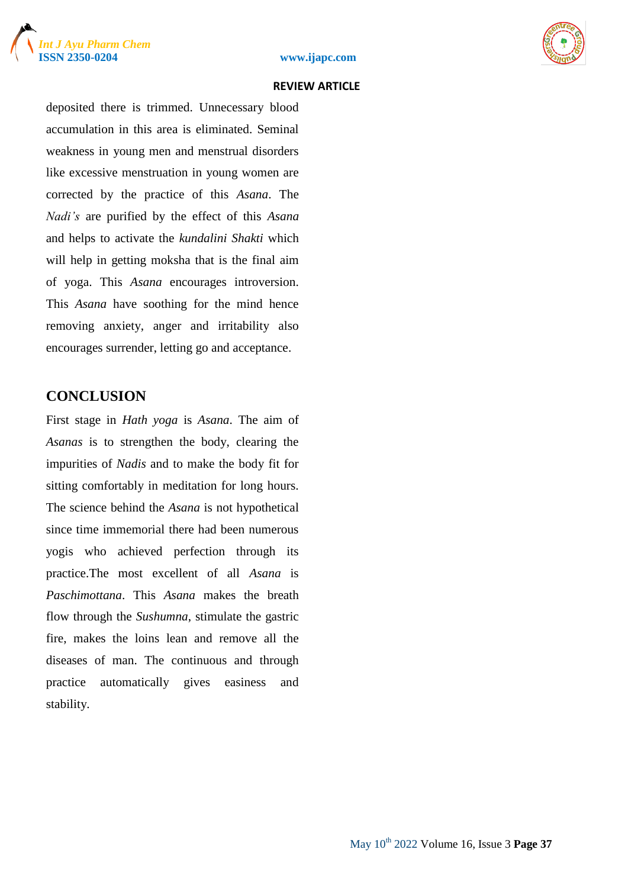deposited there is trimmed. Unnecessary blood accumulation in this area is eliminated. Seminal weakness in young men and menstrual disorders like excessive menstruation in young women are corrected by the practice of this *Asana*. The *Nadi's* are purified by the effect of this *Asana* and helps to activate the *kundalini Shakti* which will help in getting moksha that is the final aim of yoga. This *Asana* encourages introversion. This *Asana* have soothing for the mind hence removing anxiety, anger and irritability also encourages surrender, letting go and acceptance.

## CONCLUSION

First stage in *Hath yoga* is *Asana*. The aim of *Asanas* is to strengthen the body, clearing the impurities of *Nadis* and to make the body fit for sitting comfortably in meditation for long hours. The science behind the *Asana* is not hypothetical since time immemorial there had been numerous yogis who achieved perfection through its practice.The most excellent of all *Asana* is *Paschimottana*. This *Asana* makes the breath flow through the *Sushumna*, stimulate the gastric fire, makes the loins lean and remove all the diseases of man. The continuous and through practice automatically gives easiness and stability.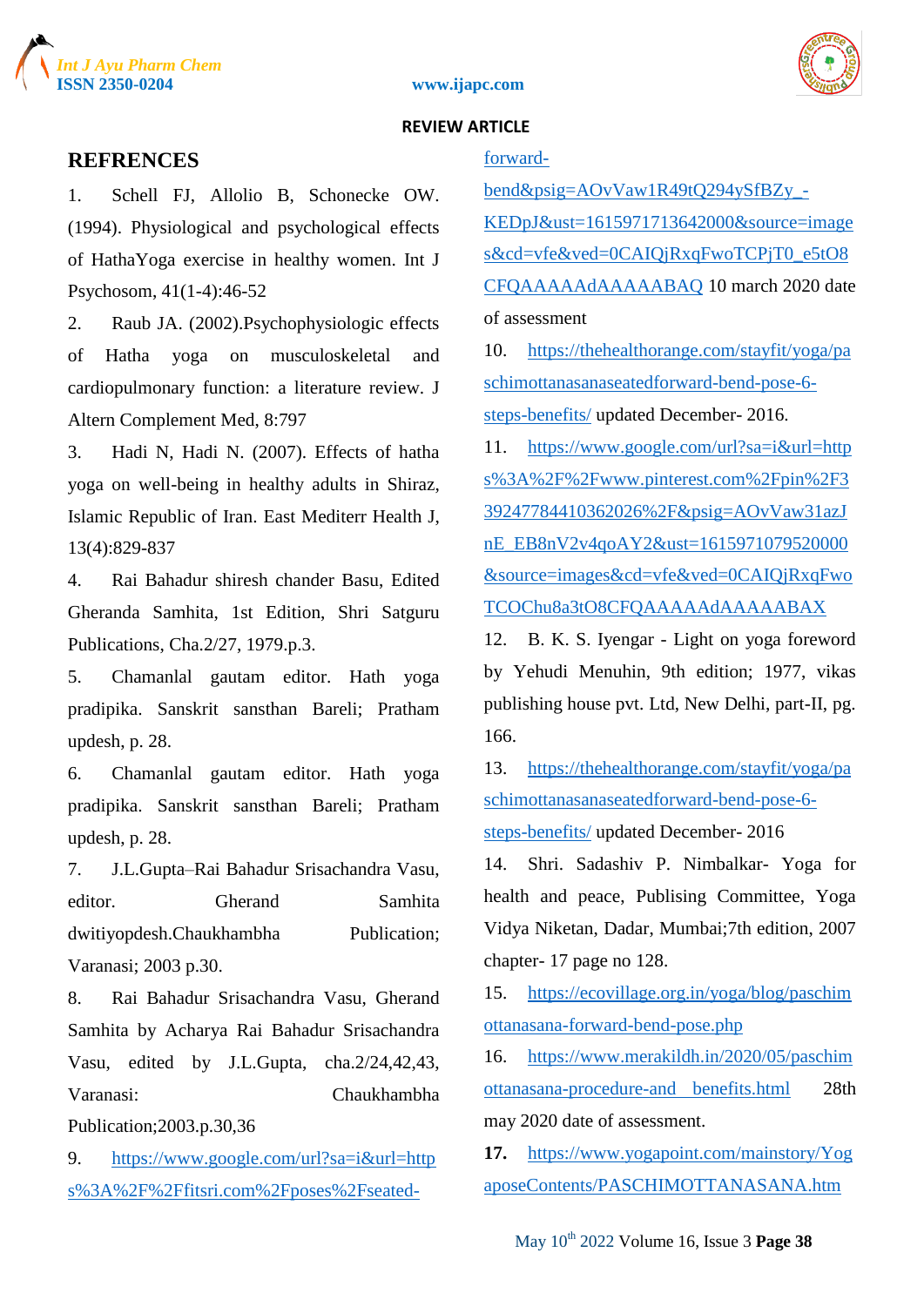## REFRENCES

1. Schell FJ, Allolio B, Schonecke OW. (1994). Physiological and psychological effects of HathaYoga exercise in healthy women. Int J Psychosom, 41(1-4):46-52
2. Raub JA. (2002).Psychophysiologic effects of Hatha yoga on musculoskeletal and cardiopulmonary function: a literature review. J Altern Complement Med, 8:797
3. Hadi N, Hadi N. (2007). Effects of hatha yoga on well-being in healthy adults in Shiraz, Islamic Republic of Iran. East Mediterr Health J, 13(4):829-837
4. Rai Bahadur shiresh chander Basu, Edited Gheranda Samhita, 1st Edition, Shri Satguru Publications, Cha.2/27, 1979.p.3.
5. Chamanlal gautam editor. Hath yoga pradipika. Sanskrit sansthan Bareli; Pratham updesh, p. 28.
6. Chamanlal gautam editor. Hath yoga pradipika. Sanskrit sansthan Bareli; Pratham updesh, p. 28.
7. J.L.Gupta–Rai Bahadur Srisachandra Vasu, editor. Gherand Samhita dwitiyopdesh.Chaukhambha Publication; Varanasi; 2003 p.30.
8. Rai Bahadur Srisachandra Vasu, Gherand Samhita by Acharya Rai Bahadur Srisachandra Vasu, edited by J.L.Gupta, cha.2/24,42,43, Varanasi: Chaukhambha Publication;2003.p.30,36
9. https://www.google.com/url?sa=i&url=https%3A%2F%2Ffitsri.com%2Fposes%2Fseated-forward-bend&psig=AOvVaw1R49tQ294ySfBZy_-KEDpJ&ust=1615971713642000&source=images&cd=vfe&ved=0CAIQjRxqFwoTCPjT0_e5tO8CFQAAAAAdAAAAABAQ 10 march 2020 date of assessment
10. https://thehealthorange.com/stayfit/yoga/paschimottanasanaseatedforward-bend-pose-6-steps-benefits/ updated December- 2016.
11. https://www.google.com/url?sa=i&url=https%3A%2F%2Fwww.pinterest.com%2Fpin%2F392477844103620226%2F&psig=AOvVaw31azJnE_EB8nV2v4qoAY2&ust=1615971079520000&source=images&cd=vfe&ved=0CAIQjRxqFwoTCOChu8a3tO8CFQAAAAAdAAAAABAX
12. B. K. S. Iyengar - Light on yoga foreword by Yehudi Menuhin, 9th edition; 1977, vikas publishing house pvt. Ltd, New Delhi, part-II, pg. 166.
13. https://thehealthorange.com/stayfit/yoga/paschimottanasanaseatedforward-bend-pose-6-steps-benefits/ updated December- 2016
14. Shri. Sadashiv P. Nimbalkar- Yoga for health and peace, Publising Committee, Yoga Vidya Niketan, Dadar, Mumbai;7th edition, 2007 chapter- 17 page no 128.
15. https://ecovillage.org.in/yoga/blog/paschimottanasana-forward-bend-pose.php
16. https://www.merakildh.in/2020/05/paschimottanasana-procedure-and_benefits.html 28th may 2020 date of assessment.
17. https://www.yogapoint.com/mainstory/YogaposeContents/PASCHIMOTTANASANA.htm